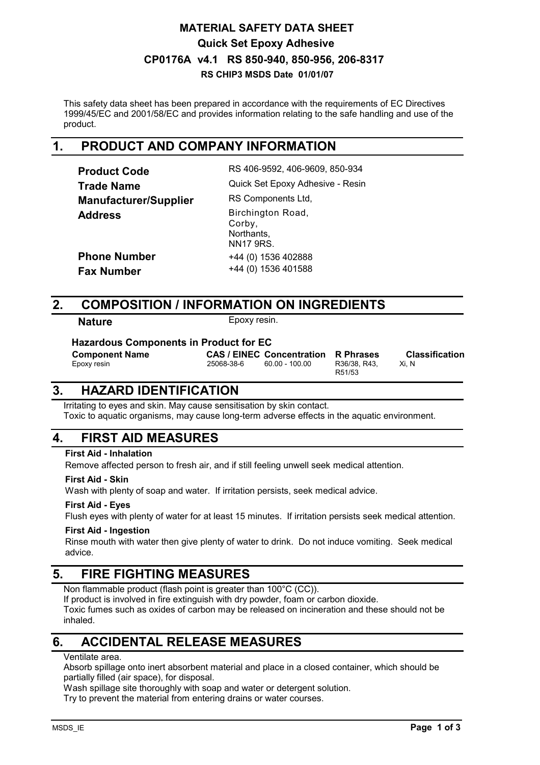# MATERIAL SAFETY DATA SHEET

## Quick Set Epoxy Adhesive

## CP0176A v4.1 RS 850-940, 850-956, 206-8317

### RS CHIP3 MSDS Date 01/01/07

This safety data sheet has been prepared in accordance with the requirements of EC Directives 1999/45/EC and 2001/58/EC and provides information relating to the safe handling and use of the product.

## 1. PRODUCT AND COMPANY INFORMATION

| | |
|---|---|
| **Product Code** | RS 406-9592, 406-9609, 850-934 |
| **Trade Name** | Quick Set Epoxy Adhesive - Resin |
| **Manufacturer/Supplier** | RS Components Ltd, |
| **Address** | Birchington Road, Corby, Northants, NN17 9RS. |
| **Phone Number** | +44 (0) 1536 402888 |
| **Fax Number** | +44 (0) 1536 401588 |

## 2. COMPOSITION / INFORMATION ON INGREDIENTS

**Nature** Epoxy resin.

**Hazardous Components in Product for EC**

| Component Name | CAS / EINEC | Concentration | R Phrases | Classification |
|---|---|---|---|---|
| Epoxy resin | 25068-38-6 | 60.00 - 100.00 | R36/38, R43, R51/53 | Xi, N |

## 3. HAZARD IDENTIFICATION

Irritating to eyes and skin. May cause sensitisation by skin contact.
Toxic to aquatic organisms, may cause long-term adverse effects in the aquatic environment.

## 4. FIRST AID MEASURES

**First Aid - Inhalation**

Remove affected person to fresh air, and if still feeling unwell seek medical attention.

**First Aid - Skin**

Wash with plenty of soap and water. If irritation persists, seek medical advice.

**First Aid - Eyes**

Flush eyes with plenty of water for at least 15 minutes. If irritation persists seek medical attention.

**First Aid - Ingestion**

Rinse mouth with water then give plenty of water to drink. Do not induce vomiting. Seek medical advice.

## 5. FIRE FIGHTING MEASURES

Non flammable product (flash point is greater than 100°C (CC)).
If product is involved in fire extinguish with dry powder, foam or carbon dioxide.
Toxic fumes such as oxides of carbon may be released on incineration and these should not be inhaled.

## 6. ACCIDENTAL RELEASE MEASURES

Ventilate area.
Absorb spillage onto inert absorbent material and place in a closed container, which should be partially filled (air space), for disposal.
Wash spillage site thoroughly with soap and water or detergent solution.
Try to prevent the material from entering drains or water courses.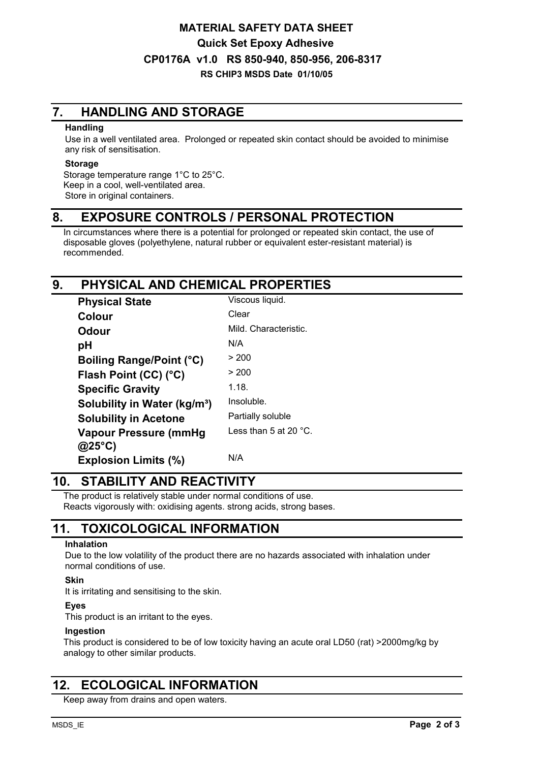## 7. HANDLING AND STORAGE

**Handling**

Use in a well ventilated area. Prolonged or repeated skin contact should be avoided to minimise any risk of sensitisation.

**Storage**

Storage temperature range 1°C to 25°C.
Keep in a cool, well-ventilated area.
Store in original containers.

## 8. EXPOSURE CONTROLS / PERSONAL PROTECTION

In circumstances where there is a potential for prolonged or repeated skin contact, the use of disposable gloves (polyethylene, natural rubber or equivalent ester-resistant material) is recommended.

## 9. PHYSICAL AND CHEMICAL PROPERTIES

| Property | Value |
|---|---|
| **Physical State** | Viscous liquid. |
| **Colour** | Clear |
| **Odour** | Mild. Characteristic. |
| **pH** | N/A |
| **Boiling Range/Point (°C)** | > 200 |
| **Flash Point (CC) (°C)** | > 200 |
| **Specific Gravity** | 1.18. |
| **Solubility in Water (kg/m³)** | Insoluble. |
| **Solubility in Acetone** | Partially soluble |
| **Vapour Pressure (mmHg @25°C)** | Less than 5 at 20 °C. |
| **Explosion Limits (%)** | N/A |

## 10. STABILITY AND REACTIVITY

The product is relatively stable under normal conditions of use.
Reacts vigorously with: oxidising agents. strong acids, strong bases.

## 11. TOXICOLOGICAL INFORMATION

**Inhalation**

Due to the low volatility of the product there are no hazards associated with inhalation under normal conditions of use.

**Skin**

It is irritating and sensitising to the skin.

**Eyes**

This product is an irritant to the eyes.

**Ingestion**

This product is considered to be of low toxicity having an acute oral LD50 (rat) >2000mg/kg by analogy to other similar products.

## 12. ECOLOGICAL INFORMATION

Keep away from drains and open waters.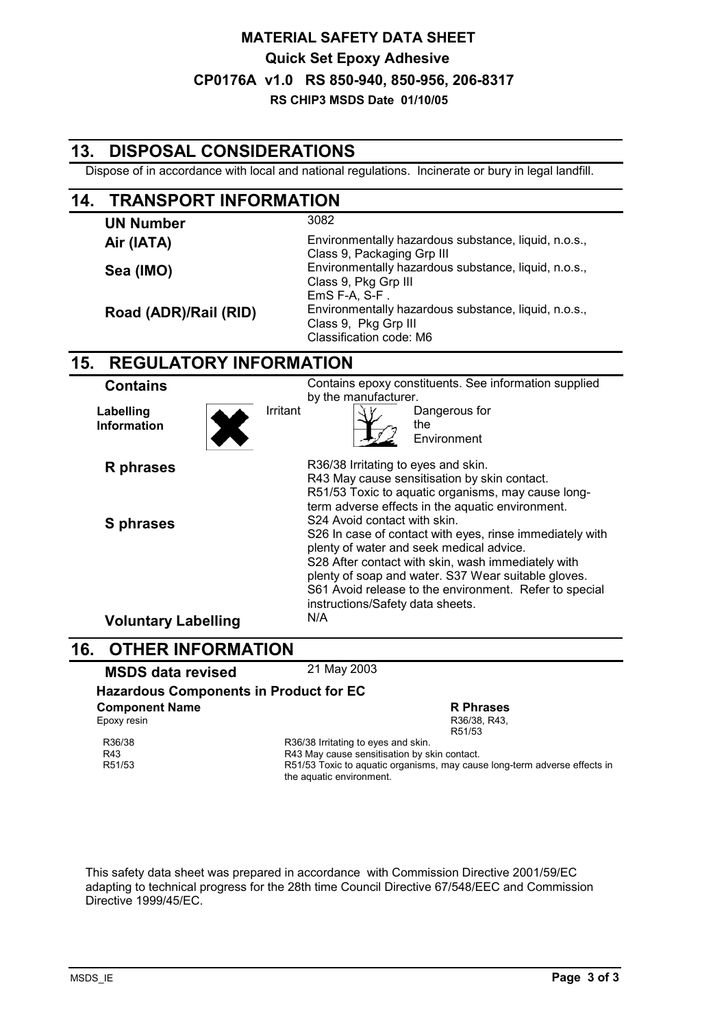# MATERIAL SAFETY DATA SHEET

**Quick Set Epoxy Adhesive**

**CP0176A v1.0 RS 850-940, 850-956, 206-8317**

**RS CHIP3 MSDS Date 01/10/05**

## 13. DISPOSAL CONSIDERATIONS

Dispose of in accordance with local and national regulations. Incinerate or bury in legal landfill.

## 14. TRANSPORT INFORMATION

| | |
|---|---|
| **UN Number** | 3082 |
| **Air (IATA)** | Environmentally hazardous substance, liquid, n.o.s., Class 9, Packaging Grp III |
| **Sea (IMO)** | Environmentally hazardous substance, liquid, n.o.s., Class 9, Pkg Grp III EmS F-A, S-F . |
| **Road (ADR)/Rail (RID)** | Environmentally hazardous substance, liquid, n.o.s., Class 9, Pkg Grp III Classification code: M6 |

## 15. REGULATORY INFORMATION

**Contains**: Contains epoxy constituents. See information supplied by the manufacturer.

**Labelling Information**: Irritant; Dangerous for the Environment

**R phrases**

R36/38 Irritating to eyes and skin.
R43 May cause sensitisation by skin contact.
R51/53 Toxic to aquatic organisms, may cause long-term adverse effects in the aquatic environment.

**S phrases**

S24 Avoid contact with skin.
S26 In case of contact with eyes, rinse immediately with plenty of water and seek medical advice.
S28 After contact with skin, wash immediately with plenty of soap and water. S37 Wear suitable gloves.
S61 Avoid release to the environment. Refer to special instructions/Safety data sheets.

**Voluntary Labelling**: N/A

## 16. OTHER INFORMATION

**MSDS data revised**: 21 May 2003

### Hazardous Components in Product for EC

| **Component Name** | **R Phrases** |
|---|---|
| Epoxy resin | R36/38, R43, R51/53 |

| | |
|---|---|
| R36/38 | R36/38 Irritating to eyes and skin. |
| R43 | R43 May cause sensitisation by skin contact. |
| R51/53 | R51/53 Toxic to aquatic organisms, may cause long-term adverse effects in the aquatic environment. |

This safety data sheet was prepared in accordance with Commission Directive 2001/59/EC adapting to technical progress for the 28th time Council Directive 67/548/EEC and Commission Directive 1999/45/EC.

MSDS_IE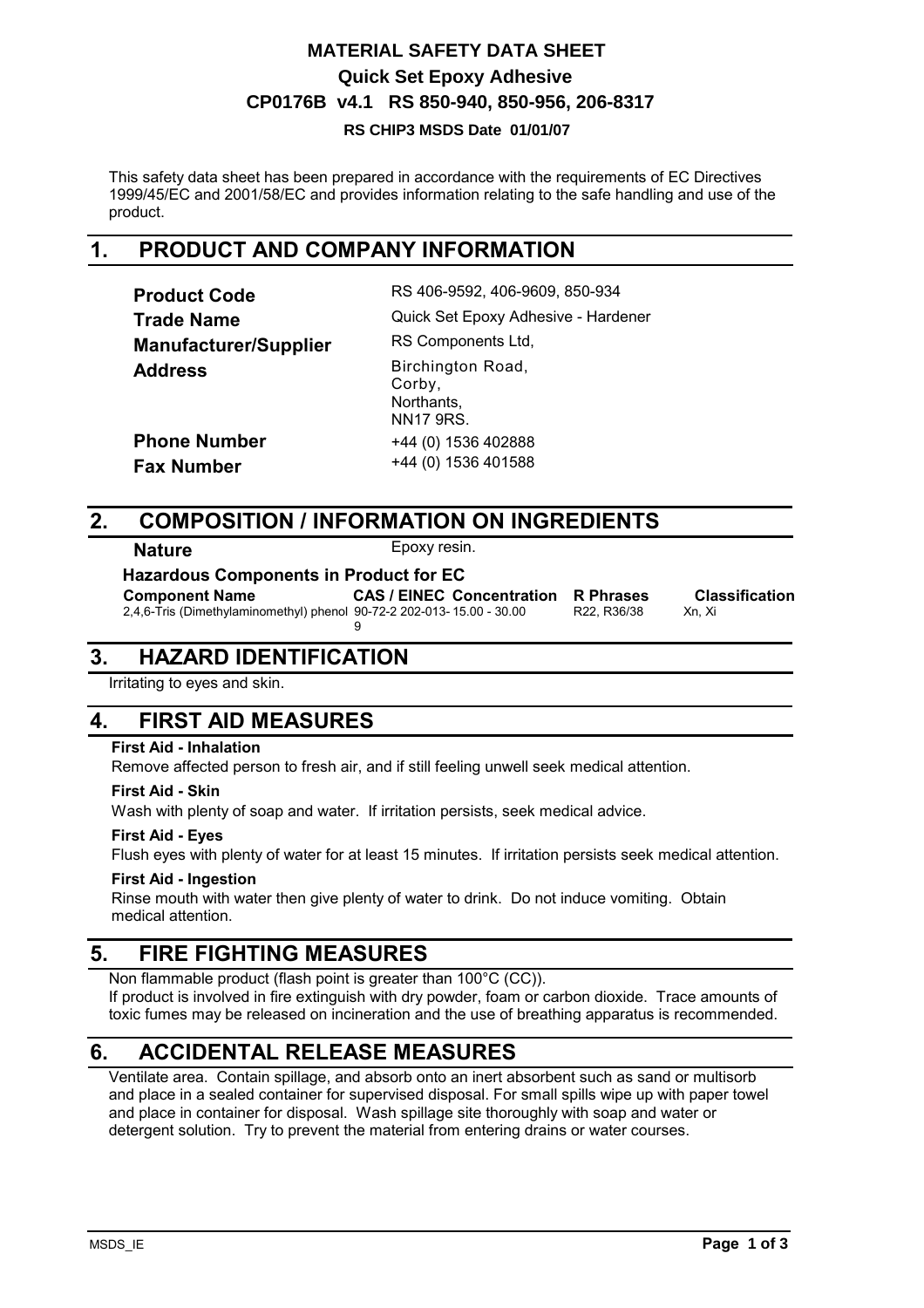# MATERIAL SAFETY DATA SHEET

**Quick Set Epoxy Adhesive**

**CP0176B v4.1 RS 850-940, 850-956, 206-8317**

**RS CHIP3 MSDS Date 01/01/07**

This safety data sheet has been prepared in accordance with the requirements of EC Directives 1999/45/EC and 2001/58/EC and provides information relating to the safe handling and use of the product.

## 1. PRODUCT AND COMPANY INFORMATION

| | |
|---|---|
| **Product Code** | RS 406-9592, 406-9609, 850-934 |
| **Trade Name** | Quick Set Epoxy Adhesive - Hardener |
| **Manufacturer/Supplier** | RS Components Ltd, |
| **Address** | Birchington Road, Corby, Northants, NN17 9RS. |
| **Phone Number** | +44 (0) 1536 402888 |
| **Fax Number** | +44 (0) 1536 401588 |

## 2. COMPOSITION / INFORMATION ON INGREDIENTS

**Nature** Epoxy resin.

**Hazardous Components in Product for EC**

| Component Name | CAS / EINEC | Concentration | R Phrases | Classification |
|---|---|---|---|---|
| 2,4,6-Tris (Dimethylaminomethyl) phenol | 90-72-2 202-013-9 | 15.00 - 30.00 | R22, R36/38 | Xn, Xi |

## 3. HAZARD IDENTIFICATION

Irritating to eyes and skin.

## 4. FIRST AID MEASURES

**First Aid - Inhalation**

Remove affected person to fresh air, and if still feeling unwell seek medical attention.

**First Aid - Skin**

Wash with plenty of soap and water. If irritation persists, seek medical advice.

**First Aid - Eyes**

Flush eyes with plenty of water for at least 15 minutes. If irritation persists seek medical attention.

**First Aid - Ingestion**

Rinse mouth with water then give plenty of water to drink. Do not induce vomiting. Obtain medical attention.

## 5. FIRE FIGHTING MEASURES

Non flammable product (flash point is greater than 100°C (CC)).
If product is involved in fire extinguish with dry powder, foam or carbon dioxide. Trace amounts of toxic fumes may be released on incineration and the use of breathing apparatus is recommended.

## 6. ACCIDENTAL RELEASE MEASURES

Ventilate area. Contain spillage, and absorb onto an inert absorbent such as sand or multisorb and place in a sealed container for supervised disposal. For small spills wipe up with paper towel and place in container for disposal. Wash spillage site thoroughly with soap and water or detergent solution. Try to prevent the material from entering drains or water courses.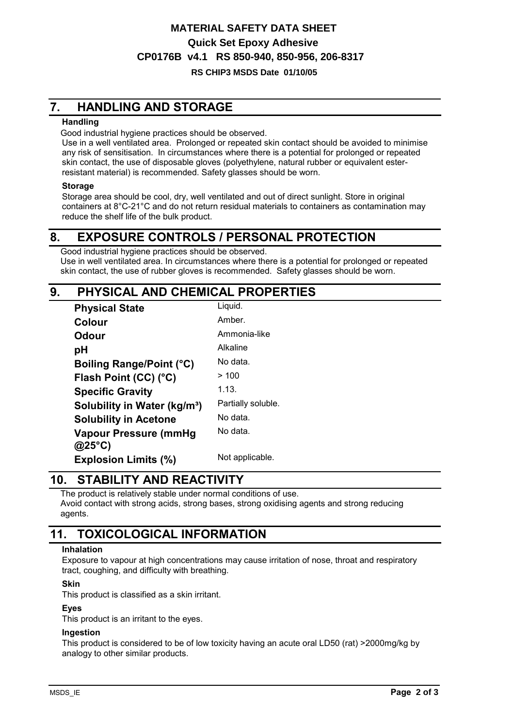# MATERIAL SAFETY DATA SHEET

## Quick Set Epoxy Adhesive

## CP0176B v4.1 RS 850-940, 850-956, 206-8317

**RS CHIP3 MSDS Date 01/10/05**

## 7. HANDLING AND STORAGE

**Handling**

Good industrial hygiene practices should be observed.
Use in a well ventilated area. Prolonged or repeated skin contact should be avoided to minimise any risk of sensitisation. In circumstances where there is a potential for prolonged or repeated skin contact, the use of disposable gloves (polyethylene, natural rubber or equivalent ester-resistant material) is recommended. Safety glasses should be worn.

**Storage**

Storage area should be cool, dry, well ventilated and out of direct sunlight. Store in original containers at 8°C-21°C and do not return residual materials to containers as contamination may reduce the shelf life of the bulk product.

## 8. EXPOSURE CONTROLS / PERSONAL PROTECTION

Good industrial hygiene practices should be observed.
Use in well ventilated area. In circumstances where there is a potential for prolonged or repeated skin contact, the use of rubber gloves is recommended. Safety glasses should be worn.

## 9. PHYSICAL AND CHEMICAL PROPERTIES

| | |
|---|---|
| **Physical State** | Liquid. |
| **Colour** | Amber. |
| **Odour** | Ammonia-like |
| **pH** | Alkaline |
| **Boiling Range/Point (°C)** | No data. |
| **Flash Point (CC) (°C)** | > 100 |
| **Specific Gravity** | 1.13. |
| **Solubility in Water (kg/m³)** | Partially soluble. |
| **Solubility in Acetone** | No data. |
| **Vapour Pressure (mmHg @25°C)** | No data. |
| **Explosion Limits (%)** | Not applicable. |

## 10. STABILITY AND REACTIVITY

The product is relatively stable under normal conditions of use.
Avoid contact with strong acids, strong bases, strong oxidising agents and strong reducing agents.

## 11. TOXICOLOGICAL INFORMATION

**Inhalation**

Exposure to vapour at high concentrations may cause irritation of nose, throat and respiratory tract, coughing, and difficulty with breathing.

**Skin**

This product is classified as a skin irritant.

**Eyes**

This product is an irritant to the eyes.

**Ingestion**

This product is considered to be of low toxicity having an acute oral LD50 (rat) >2000mg/kg by analogy to other similar products.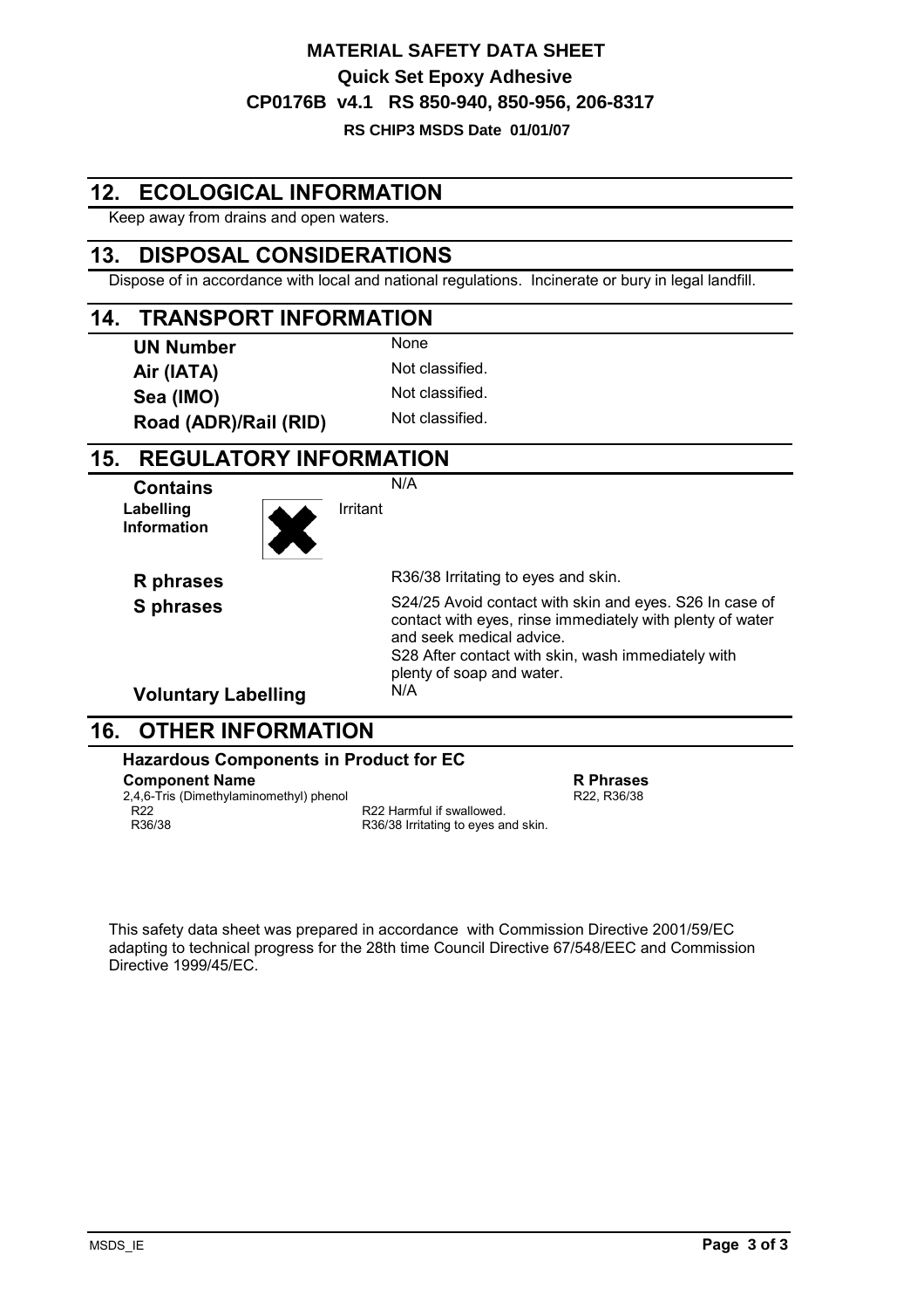## 12. ECOLOGICAL INFORMATION

Keep away from drains and open waters.

## 13. DISPOSAL CONSIDERATIONS

Dispose of in accordance with local and national regulations. Incinerate or bury in legal landfill.

## 14. TRANSPORT INFORMATION

| | |
|---|---|
| **UN Number** | None |
| **Air (IATA)** | Not classified. |
| **Sea (IMO)** | Not classified. |
| **Road (ADR)/Rail (RID)** | Not classified. |

## 15. REGULATORY INFORMATION

| | |
|---|---|
| **Contains** | N/A |
| **Labelling Information** | Irritant |
| **R phrases** | R36/38 Irritating to eyes and skin. |
| **S phrases** | S24/25 Avoid contact with skin and eyes. S26 In case of contact with eyes, rinse immediately with plenty of water and seek medical advice.<br>S28 After contact with skin, wash immediately with plenty of soap and water. |
| **Voluntary Labelling** | N/A |

## 16. OTHER INFORMATION

### Hazardous Components in Product for EC

| **Component Name** | | **R Phrases** |
|---|---|---|
| 2,4,6-Tris (Dimethylaminomethyl) phenol | | R22, R36/38 |
| R22 | R22 Harmful if swallowed. | |
| R36/38 | R36/38 Irritating to eyes and skin. | |

This safety data sheet was prepared in accordance with Commission Directive 2001/59/EC adapting to technical progress for the 28th time Council Directive 67/548/EEC and Commission Directive 1999/45/EC.